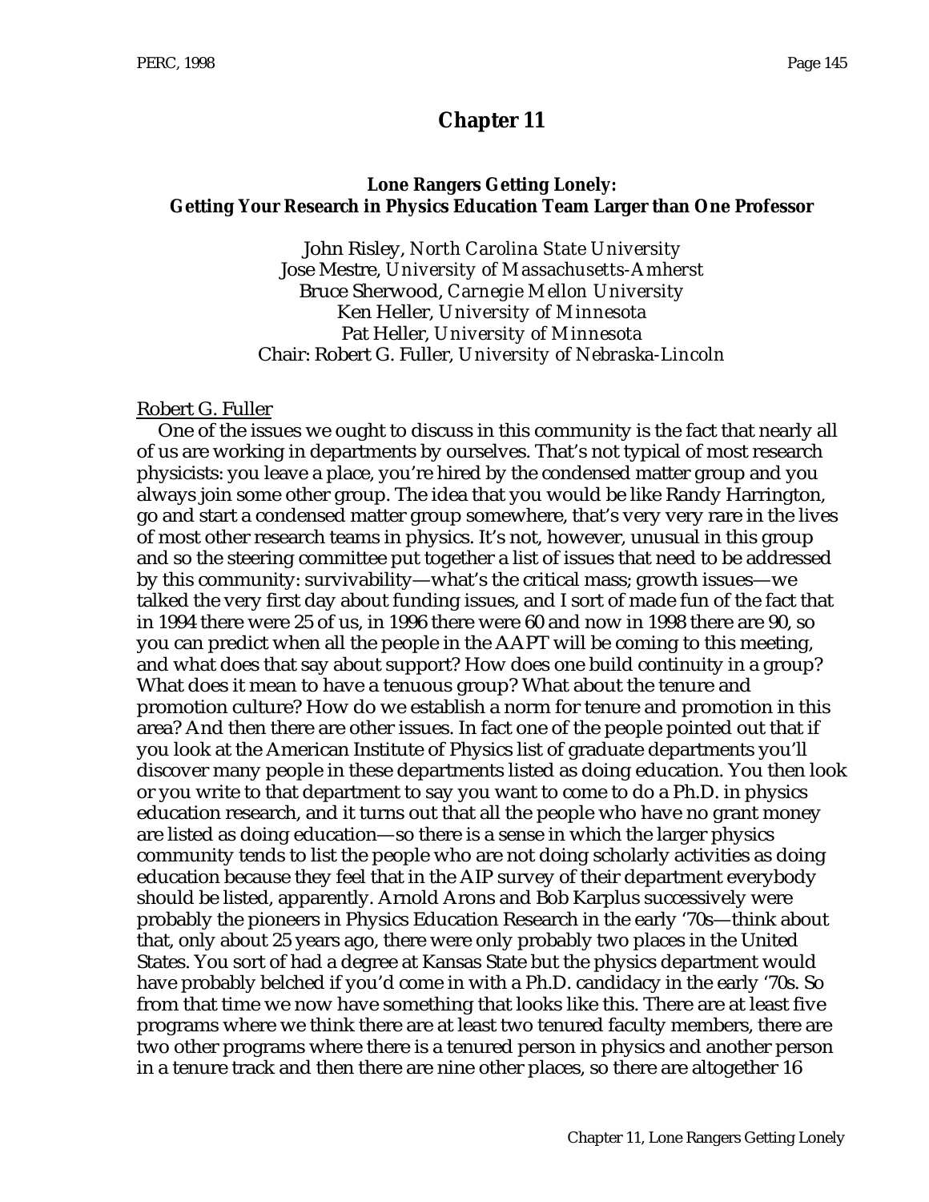# Chapter 11

## Lone Rangers Getting Lonely: Getting Your Research in Physics Education Team Larger than One Professor

John Risley, *North Carolina State University*
Jose Mestre, *University of Massachusetts-Amherst*
Bruce Sherwood, *Carnegie Mellon University*
Ken Heller, *University of Minnesota*
Pat Heller, *University of Minnesota*
Chair: Robert G. Fuller, *University of Nebraska-Lincoln*

Robert G. Fuller

One of the issues we ought to discuss in this community is the fact that nearly all of us are working in departments by ourselves. That's not typical of most research physicists: you leave a place, you're hired by the condensed matter group and you always join some other group. The idea that you would be like Randy Harrington, go and start a condensed matter group somewhere, that's very very rare in the lives of most other research teams in physics. It's not, however, unusual in this group and so the steering committee put together a list of issues that need to be addressed by this community: survivability—what's the critical mass; growth issues—we talked the very first day about funding issues, and I sort of made fun of the fact that in 1994 there were 25 of us, in 1996 there were 60 and now in 1998 there are 90, so you can predict when all the people in the AAPT will be coming to this meeting, and what does that say about support? How does one build continuity in a group? What does it mean to have a tenuous group? What about the tenure and promotion culture? How do we establish a norm for tenure and promotion in this area? And then there are other issues. In fact one of the people pointed out that if you look at the American Institute of Physics list of graduate departments you'll discover many people in these departments listed as doing education. You then look or you write to that department to say you want to come to do a Ph.D. in physics education research, and it turns out that all the people who have no grant money are listed as doing education—so there is a sense in which the larger physics community tends to list the people who are not doing scholarly activities as doing education because they feel that in the AIP survey of their department everybody should be listed, apparently. Arnold Arons and Bob Karplus successively were probably the pioneers in Physics Education Research in the early '70s—think about that, only about 25 years ago, there were only probably two places in the United States. You sort of had a degree at Kansas State but the physics department would have probably belched if you'd come in with a Ph.D. candidacy in the early '70s. So from that time we now have something that looks like this. There are at least five programs where we think there are at least two tenured faculty members, there are two other programs where there is a tenured person in physics and another person in a tenure track and then there are nine other places, so there are altogether 16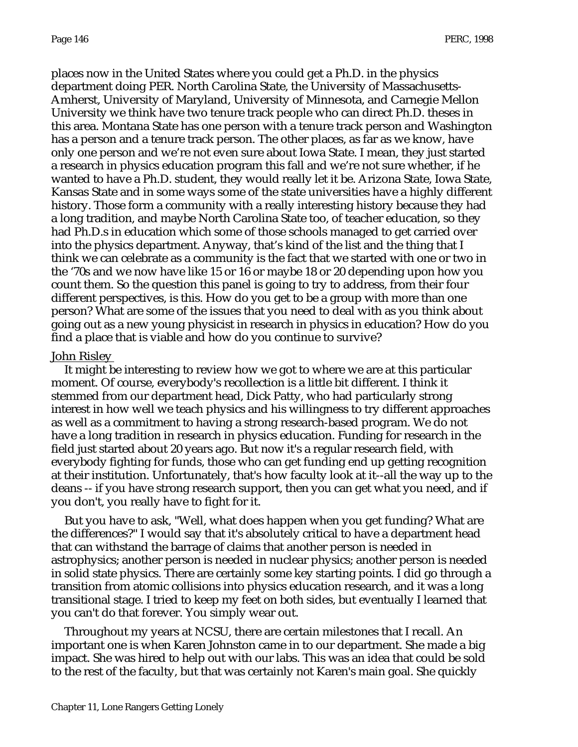places now in the United States where you could get a Ph.D. in the physics department doing PER. North Carolina State, the University of Massachusetts-Amherst, University of Maryland, University of Minnesota, and Carnegie Mellon University we think have two tenure track people who can direct Ph.D. theses in this area. Montana State has one person with a tenure track person and Washington has a person and a tenure track person. The other places, as far as we know, have only one person and we're not even sure about Iowa State. I mean, they just started a research in physics education program this fall and we're not sure whether, if he wanted to have a Ph.D. student, they would really let it be. Arizona State, Iowa State, Kansas State and in some ways some of the state universities have a highly different history. Those form a community with a really interesting history because they had a long tradition, and maybe North Carolina State too, of teacher education, so they had Ph.D.s in education which some of those schools managed to get carried over into the physics department. Anyway, that's kind of the list and the thing that I think we can celebrate as a community is the fact that we started with one or two in the '70s and we now have like 15 or 16 or maybe 18 or 20 depending upon how you count them. So the question this panel is going to try to address, from their four different perspectives, is this. How do you get to be a group with more than one person? What are some of the issues that you need to deal with as you think about going out as a new young physicist in research in physics in education? How do you find a place that is viable and how do you continue to survive?

John Risley

It might be interesting to review how we got to where we are at this particular moment. Of course, everybody's recollection is a little bit different. I think it stemmed from our department head, Dick Patty, who had particularly strong interest in how well we teach physics and his willingness to try different approaches as well as a commitment to having a strong research-based program. We do not have a long tradition in research in physics education. Funding for research in the field just started about 20 years ago. But now it's a regular research field, with everybody fighting for funds, those who can get funding end up getting recognition at their institution. Unfortunately, that's how faculty look at it--all the way up to the deans -- if you have strong research support, then you can get what you need, and if you don't, you really have to fight for it.

But you have to ask, "Well, what does happen when you get funding? What are the differences?" I would say that it's absolutely critical to have a department head that can withstand the barrage of claims that another person is needed in astrophysics; another person is needed in nuclear physics; another person is needed in solid state physics. There are certainly some key starting points. I did go through a transition from atomic collisions into physics education research, and it was a long transitional stage. I tried to keep my feet on both sides, but eventually I learned that you can't do that forever. You simply wear out.

Throughout my years at NCSU, there are certain milestones that I recall. An important one is when Karen Johnston came in to our department. She made a big impact. She was hired to help out with our labs. This was an idea that could be sold to the rest of the faculty, but that was certainly not Karen's main goal. She quickly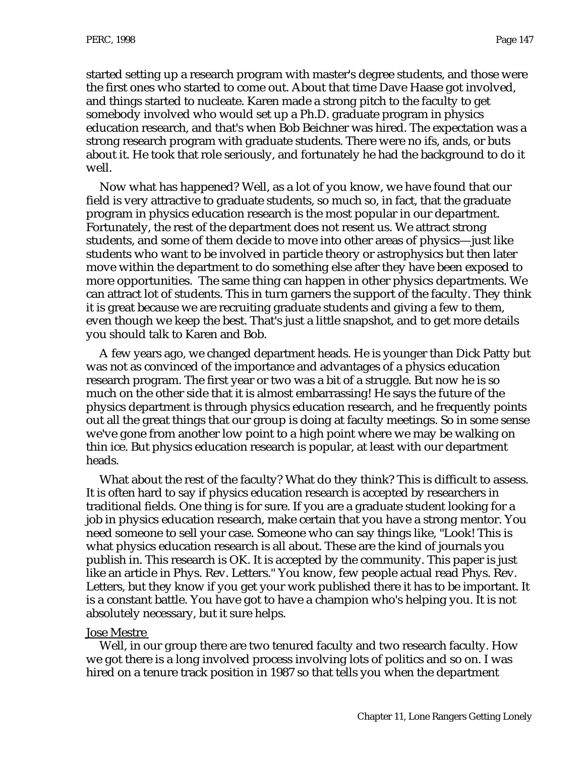started setting up a research program with master's degree students, and those were the first ones who started to come out. About that time Dave Haase got involved, and things started to nucleate. Karen made a strong pitch to the faculty to get somebody involved who would set up a Ph.D. graduate program in physics education research, and that's when Bob Beichner was hired. The expectation was a strong research program with graduate students. There were no ifs, ands, or buts about it. He took that role seriously, and fortunately he had the background to do it well.

Now what has happened? Well, as a lot of you know, we have found that our field is very attractive to graduate students, so much so, in fact, that the graduate program in physics education research is the most popular in our department. Fortunately, the rest of the department does not resent us. We attract strong students, and some of them decide to move into other areas of physics—just like students who want to be involved in particle theory or astrophysics but then later move within the department to do something else after they have been exposed to more opportunities. The same thing can happen in other physics departments. We can attract lot of students. This in turn garners the support of the faculty. They think it is great because we are recruiting graduate students and giving a few to them, even though we keep the best. That's just a little snapshot, and to get more details you should talk to Karen and Bob.

A few years ago, we changed department heads. He is younger than Dick Patty but was not as convinced of the importance and advantages of a physics education research program. The first year or two was a bit of a struggle. But now he is so much on the other side that it is almost embarrassing! He says the future of the physics department is through physics education research, and he frequently points out all the great things that our group is doing at faculty meetings. So in some sense we've gone from another low point to a high point where we may be walking on thin ice. But physics education research is popular, at least with our department heads.

What about the rest of the faculty? What do they think? This is difficult to assess. It is often hard to say if physics education research is accepted by researchers in traditional fields. One thing is for sure. If you are a graduate student looking for a job in physics education research, make certain that you have a strong mentor. You need someone to sell your case. Someone who can say things like, "Look! This is what physics education research is all about. These are the kind of journals you publish in. This research is OK. It is accepted by the community. This paper is just like an article in Phys. Rev. Letters." You know, few people actual read Phys. Rev. Letters, but they know if you get your work published there it has to be important. It is a constant battle. You have got to have a champion who's helping you. It is not absolutely necessary, but it sure helps.

Jose Mestre

Well, in our group there are two tenured faculty and two research faculty. How we got there is a long involved process involving lots of politics and so on. I was hired on a tenure track position in 1987 so that tells you when the department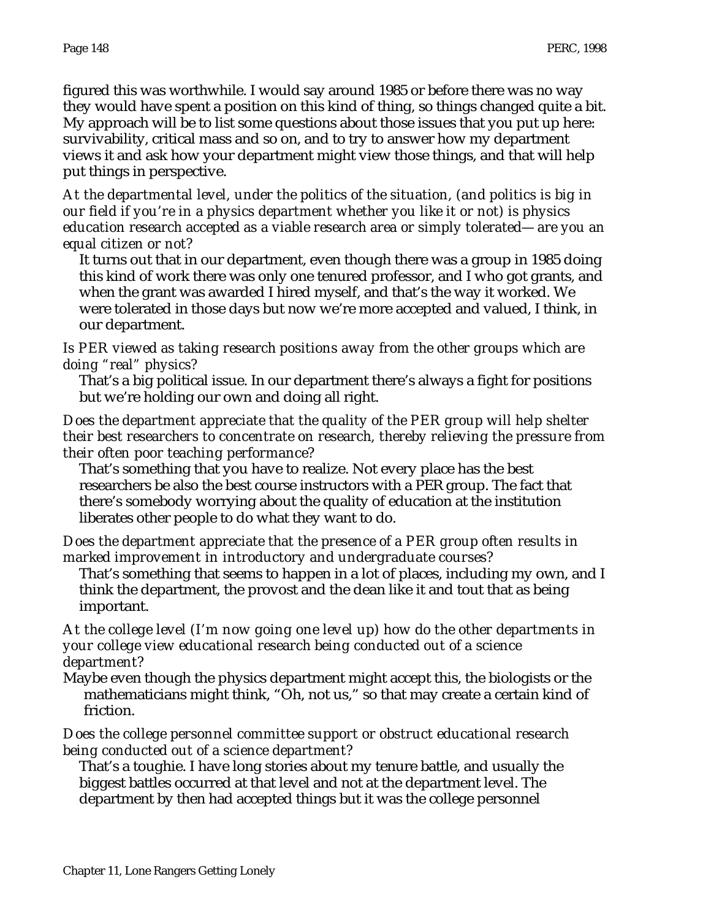figured this was worthwhile. I would say around 1985 or before there was no way they would have spent a position on this kind of thing, so things changed quite a bit. My approach will be to list some questions about those issues that you put up here: survivability, critical mass and so on, and to try to answer how my department views it and ask how your department might view those things, and that will help put things in perspective.

*At the departmental level, under the politics of the situation, (and politics is big in our field if you're in a physics department whether you like it or not) is physics education research accepted as a viable research area or simply tolerated— are you an equal citizen or not?*

It turns out that in our department, even though there was a group in 1985 doing this kind of work there was only one tenured professor, and I who got grants, and when the grant was awarded I hired myself, and that's the way it worked. We were tolerated in those days but now we're more accepted and valued, I think, in our department.

*Is PER viewed as taking research positions away from the other groups which are doing "real" physics?*

That's a big political issue. In our department there's always a fight for positions but we're holding our own and doing all right.

*Does the department appreciate that the quality of the PER group will help shelter their best researchers to concentrate on research, thereby relieving the pressure from their often poor teaching performance?*

That's something that you have to realize. Not every place has the best researchers be also the best course instructors with a PER group. The fact that there's somebody worrying about the quality of education at the institution liberates other people to do what they want to do.

*Does the department appreciate that the presence of a PER group often results in marked improvement in introductory and undergraduate courses?*

That's something that seems to happen in a lot of places, including my own, and I think the department, the provost and the dean like it and tout that as being important.

*At the college level (I'm now going one level up) how do the other departments in your college view educational research being conducted out of a science department?*

Maybe even though the physics department might accept this, the biologists or the mathematicians might think, "Oh, not us," so that may create a certain kind of friction.

*Does the college personnel committee support or obstruct educational research being conducted out of a science department?*

That's a toughie. I have long stories about my tenure battle, and usually the biggest battles occurred at that level and not at the department level. The department by then had accepted things but it was the college personnel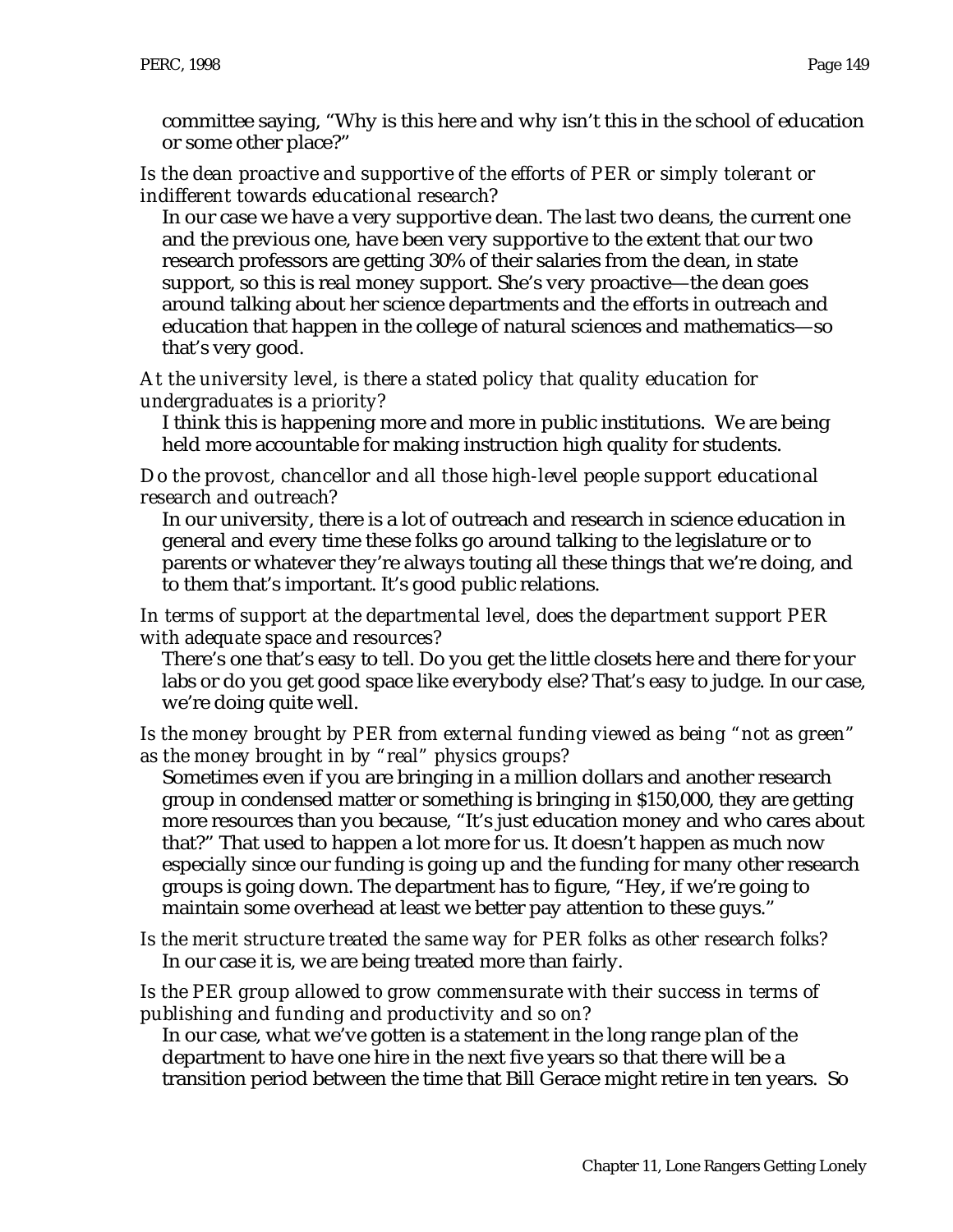committee saying, "Why is this here and why isn't this in the school of education or some other place?"

*Is the dean proactive and supportive of the efforts of PER or simply tolerant or indifferent towards educational research?*

In our case we have a very supportive dean. The last two deans, the current one and the previous one, have been very supportive to the extent that our two research professors are getting 30% of their salaries from the dean, in state support, so this is real money support. She's very proactive—the dean goes around talking about her science departments and the efforts in outreach and education that happen in the college of natural sciences and mathematics—so that's very good.

*At the university level, is there a stated policy that quality education for undergraduates is a priority?*

I think this is happening more and more in public institutions. We are being held more accountable for making instruction high quality for students.

*Do the provost, chancellor and all those high-level people support educational research and outreach?*

In our university, there is a lot of outreach and research in science education in general and every time these folks go around talking to the legislature or to parents or whatever they're always touting all these things that we're doing, and to them that's important. It's good public relations.

*In terms of support at the departmental level, does the department support PER with adequate space and resources?*

There's one that's easy to tell. Do you get the little closets here and there for your labs or do you get good space like everybody else? That's easy to judge. In our case, we're doing quite well.

*Is the money brought by PER from external funding viewed as being "not as green" as the money brought in by "real" physics groups?*

Sometimes even if you are bringing in a million dollars and another research group in condensed matter or something is bringing in $150,000, they are getting more resources than you because, "It's just education money and who cares about that?" That used to happen a lot more for us. It doesn't happen as much now especially since our funding is going up and the funding for many other research groups is going down. The department has to figure, "Hey, if we're going to maintain some overhead at least we better pay attention to these guys."

*Is the merit structure treated the same way for PER folks as other research folks?*

In our case it is, we are being treated more than fairly.

*Is the PER group allowed to grow commensurate with their success in terms of publishing and funding and productivity and so on?*

In our case, what we've gotten is a statement in the long range plan of the department to have one hire in the next five years so that there will be a transition period between the time that Bill Gerace might retire in ten years. So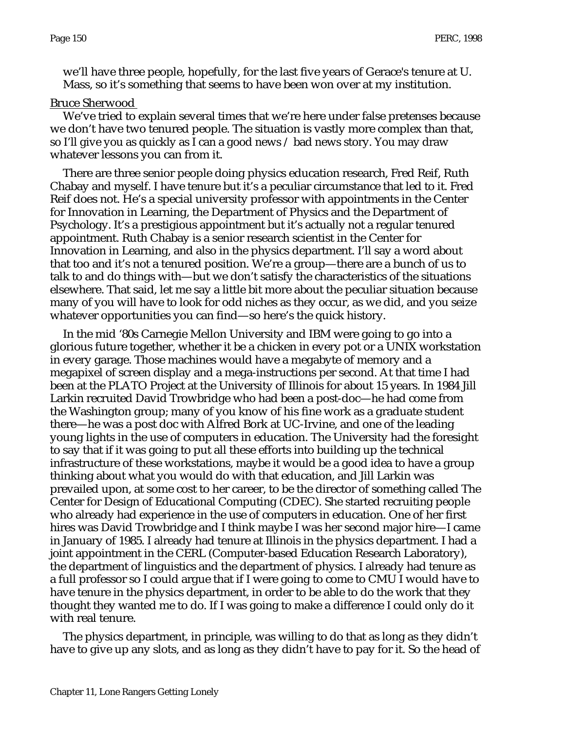we'll have three people, hopefully, for the last five years of Gerace's tenure at U. Mass, so it's something that seems to have been won over at my institution.

Bruce Sherwood

We've tried to explain several times that we're here under false pretenses because we don't have two tenured people. The situation is vastly more complex than that, so I'll give you as quickly as I can a good news / bad news story. You may draw whatever lessons you can from it.

There are three senior people doing physics education research, Fred Reif, Ruth Chabay and myself. I have tenure but it's a peculiar circumstance that led to it. Fred Reif does not. He's a special university professor with appointments in the Center for Innovation in Learning, the Department of Physics and the Department of Psychology. It's a prestigious appointment but it's actually not a regular tenured appointment. Ruth Chabay is a senior research scientist in the Center for Innovation in Learning, and also in the physics department. I'll say a word about that too and it's not a tenured position. We're a group—there are a bunch of us to talk to and do things with—but we don't satisfy the characteristics of the situations elsewhere. That said, let me say a little bit more about the peculiar situation because many of you will have to look for odd niches as they occur, as we did, and you seize whatever opportunities you can find—so here's the quick history.

In the mid '80s Carnegie Mellon University and IBM were going to go into a glorious future together, whether it be a chicken in every pot or a UNIX workstation in every garage. Those machines would have a megabyte of memory and a megapixel of screen display and a mega-instructions per second. At that time I had been at the PLATO Project at the University of Illinois for about 15 years. In 1984 Jill Larkin recruited David Trowbridge who had been a post-doc—he had come from the Washington group; many of you know of his fine work as a graduate student there—he was a post doc with Alfred Bork at UC-Irvine, and one of the leading young lights in the use of computers in education. The University had the foresight to say that if it was going to put all these efforts into building up the technical infrastructure of these workstations, maybe it would be a good idea to have a group thinking about what you would do with that education, and Jill Larkin was prevailed upon, at some cost to her career, to be the director of something called The Center for Design of Educational Computing (CDEC). She started recruiting people who already had experience in the use of computers in education. One of her first hires was David Trowbridge and I think maybe I was her second major hire—I came in January of 1985. I already had tenure at Illinois in the physics department. I had a joint appointment in the CERL (Computer-based Education Research Laboratory), the department of linguistics and the department of physics. I already had tenure as a full professor so I could argue that if I were going to come to CMU I would have to have tenure in the physics department, in order to be able to do the work that they thought they wanted me to do. If I was going to make a difference I could only do it with real tenure.

The physics department, in principle, was willing to do that as long as they didn't have to give up any slots, and as long as they didn't have to pay for it. So the head of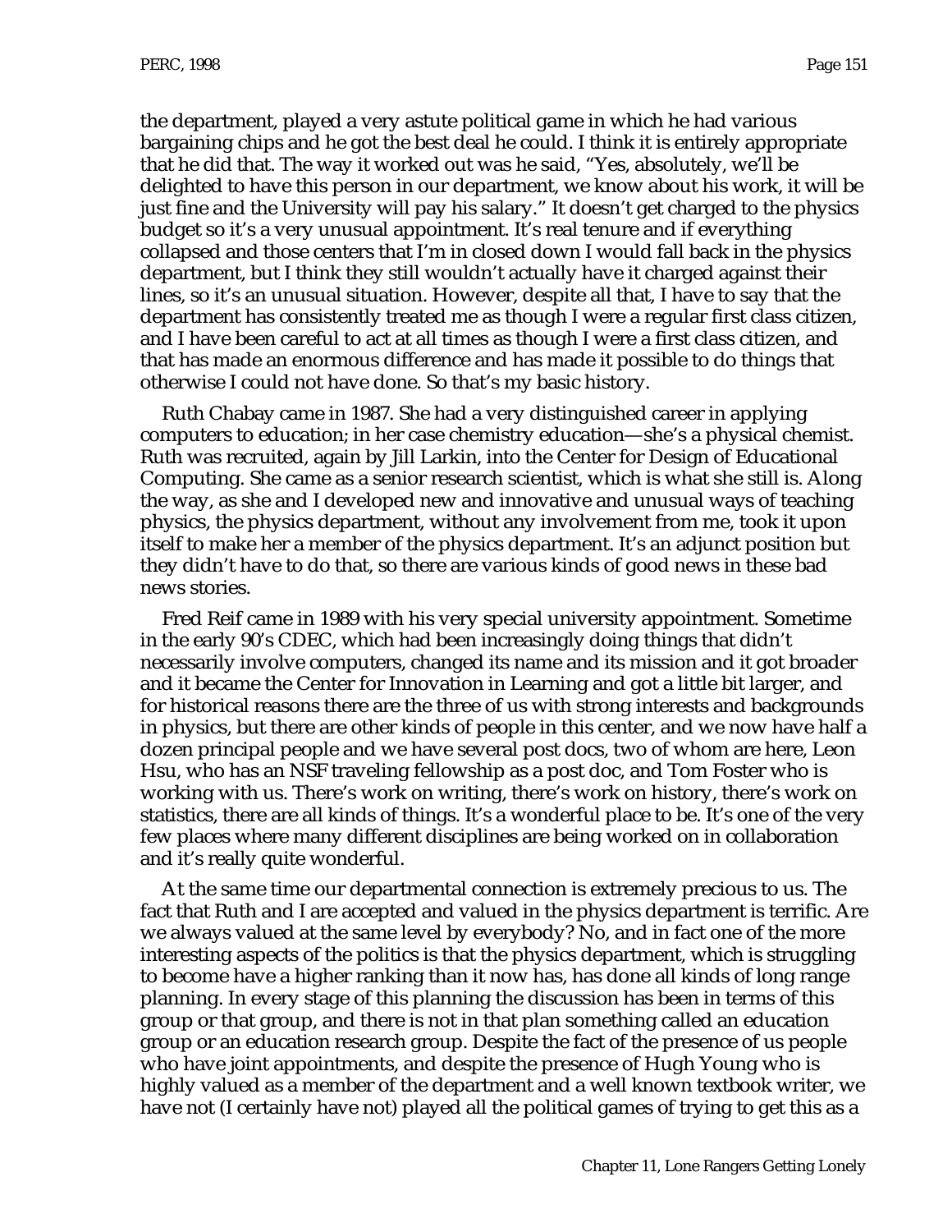the department, played a very astute political game in which he had various bargaining chips and he got the best deal he could. I think it is entirely appropriate that he did that. The way it worked out was he said, "Yes, absolutely, we'll be delighted to have this person in our department, we know about his work, it will be just fine and the University will pay his salary." It doesn't get charged to the physics budget so it's a very unusual appointment. It's real tenure and if everything collapsed and those centers that I'm in closed down I would fall back in the physics department, but I think they still wouldn't actually have it charged against their lines, so it's an unusual situation. However, despite all that, I have to say that the department has consistently treated me as though I were a regular first class citizen, and I have been careful to act at all times as though I were a first class citizen, and that has made an enormous difference and has made it possible to do things that otherwise I could not have done. So that's my basic history.

Ruth Chabay came in 1987. She had a very distinguished career in applying computers to education; in her case chemistry education—she's a physical chemist. Ruth was recruited, again by Jill Larkin, into the Center for Design of Educational Computing. She came as a senior research scientist, which is what she still is. Along the way, as she and I developed new and innovative and unusual ways of teaching physics, the physics department, without any involvement from me, took it upon itself to make her a member of the physics department. It's an adjunct position but they didn't have to do that, so there are various kinds of good news in these bad news stories.

Fred Reif came in 1989 with his very special university appointment. Sometime in the early 90's CDEC, which had been increasingly doing things that didn't necessarily involve computers, changed its name and its mission and it got broader and it became the Center for Innovation in Learning and got a little bit larger, and for historical reasons there are the three of us with strong interests and backgrounds in physics, but there are other kinds of people in this center, and we now have half a dozen principal people and we have several post docs, two of whom are here, Leon Hsu, who has an NSF traveling fellowship as a post doc, and Tom Foster who is working with us. There's work on writing, there's work on history, there's work on statistics, there are all kinds of things. It's a wonderful place to be. It's one of the very few places where many different disciplines are being worked on in collaboration and it's really quite wonderful.

At the same time our departmental connection is extremely precious to us. The fact that Ruth and I are accepted and valued in the physics department is terrific. Are we always valued at the same level by everybody? No, and in fact one of the more interesting aspects of the politics is that the physics department, which is struggling to become have a higher ranking than it now has, has done all kinds of long range planning. In every stage of this planning the discussion has been in terms of this group or that group, and there is not in that plan something called an education group or an education research group. Despite the fact of the presence of us people who have joint appointments, and despite the presence of Hugh Young who is highly valued as a member of the department and a well known textbook writer, we have not (I certainly have not) played all the political games of trying to get this as a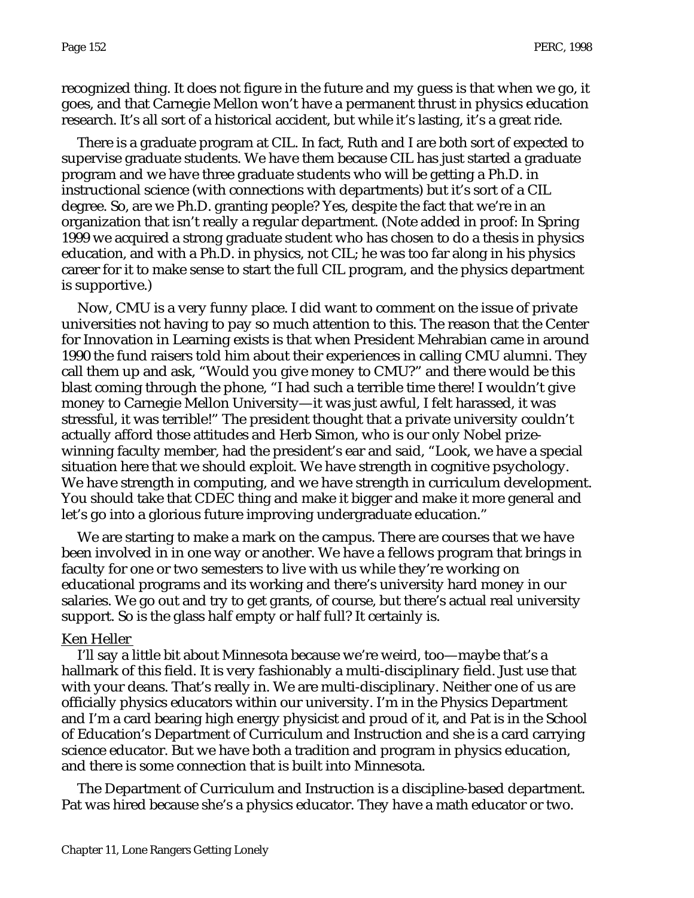recognized thing. It does not figure in the future and my guess is that when we go, it goes, and that Carnegie Mellon won't have a permanent thrust in physics education research. It's all sort of a historical accident, but while it's lasting, it's a great ride.

There is a graduate program at CIL. In fact, Ruth and I are both sort of expected to supervise graduate students. We have them because CIL has just started a graduate program and we have three graduate students who will be getting a Ph.D. in instructional science (with connections with departments) but it's sort of a CIL degree. So, are we Ph.D. granting people? Yes, despite the fact that we're in an organization that isn't really a regular department. (Note added in proof: In Spring 1999 we acquired a strong graduate student who has chosen to do a thesis in physics education, and with a Ph.D. in physics, not CIL; he was too far along in his physics career for it to make sense to start the full CIL program, and the physics department is supportive.)

Now, CMU is a very funny place. I did want to comment on the issue of private universities not having to pay so much attention to this. The reason that the Center for Innovation in Learning exists is that when President Mehrabian came in around 1990 the fund raisers told him about their experiences in calling CMU alumni. They call them up and ask, "Would you give money to CMU?" and there would be this blast coming through the phone, "I had such a terrible time there! I wouldn't give money to Carnegie Mellon University—it was just awful, I felt harassed, it was stressful, it was terrible!" The president thought that a private university couldn't actually afford those attitudes and Herb Simon, who is our only Nobel prize-winning faculty member, had the president's ear and said, "Look, we have a special situation here that we should exploit. We have strength in cognitive psychology. We have strength in computing, and we have strength in curriculum development. You should take that CDEC thing and make it bigger and make it more general and let's go into a glorious future improving undergraduate education."

We are starting to make a mark on the campus. There are courses that we have been involved in in one way or another. We have a fellows program that brings in faculty for one or two semesters to live with us while they're working on educational programs and its working and there's university hard money in our salaries. We go out and try to get grants, of course, but there's actual real university support. So is the glass half empty or half full? It certainly is.

Ken Heller

I'll say a little bit about Minnesota because we're weird, too—maybe that's a hallmark of this field. It is very fashionably a multi-disciplinary field. Just use that with your deans. That's really in. We are multi-disciplinary. Neither one of us are officially physics educators within our university. I'm in the Physics Department and I'm a card bearing high energy physicist and proud of it, and Pat is in the School of Education's Department of Curriculum and Instruction and she is a card carrying science educator. But we have both a tradition and program in physics education, and there is some connection that is built into Minnesota.

The Department of Curriculum and Instruction is a discipline-based department. Pat was hired because she's a physics educator. They have a math educator or two.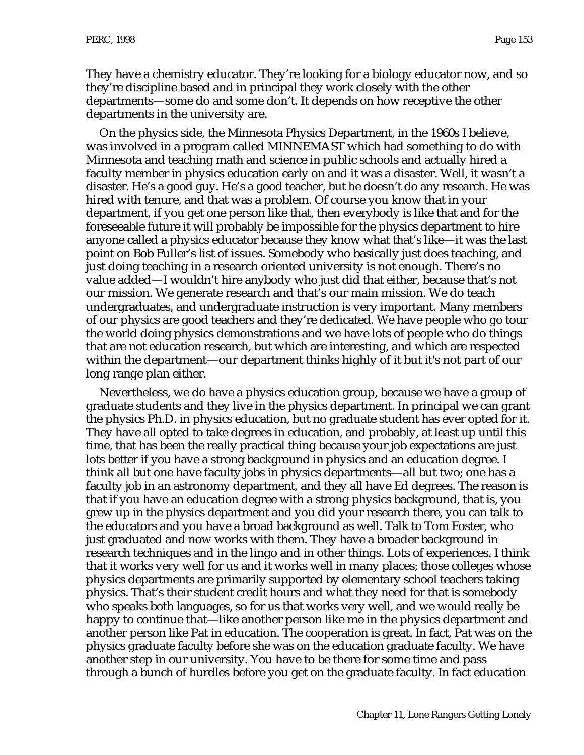They have a chemistry educator. They're looking for a biology educator now, and so they're discipline based and in principal they work closely with the other departments—some do and some don't. It depends on how receptive the other departments in the university are.

On the physics side, the Minnesota Physics Department, in the 1960s I believe, was involved in a program called MINNEMAST which had something to do with Minnesota and teaching math and science in public schools and actually hired a faculty member in physics education early on and it was a disaster. Well, it wasn't a disaster. He's a good guy. He's a good teacher, but he doesn't do any research. He was hired with tenure, and that was a problem. Of course you know that in your department, if you get one person like that, then everybody is like that and for the foreseeable future it will probably be impossible for the physics department to hire anyone called a physics educator because they know what that's like—it was the last point on Bob Fuller's list of issues. Somebody who basically just does teaching, and just doing teaching in a research oriented university is not enough. There's no value added—I wouldn't hire anybody who just did that either, because that's not our mission. We generate research and that's our main mission. We do teach undergraduates, and undergraduate instruction is very important. Many members of our physics are good teachers and they're dedicated. We have people who go tour the world doing physics demonstrations and we have lots of people who do things that are not education research, but which are interesting, and which are respected within the department—our department thinks highly of it but it's not part of our long range plan either.

Nevertheless, we do have a physics education group, because we have a group of graduate students and they live in the physics department. In principal we can grant the physics Ph.D. in physics education, but no graduate student has ever opted for it. They have all opted to take degrees in education, and probably, at least up until this time, that has been the really practical thing because your job expectations are just lots better if you have a strong background in physics and an education degree. I think all but one have faculty jobs in physics departments—all but two; one has a faculty job in an astronomy department, and they all have Ed degrees. The reason is that if you have an education degree with a strong physics background, that is, you grew up in the physics department and you did your research there, you can talk to the educators and you have a broad background as well. Talk to Tom Foster, who just graduated and now works with them. They have a broader background in research techniques and in the lingo and in other things. Lots of experiences. I think that it works very well for us and it works well in many places; those colleges whose physics departments are primarily supported by elementary school teachers taking physics. That's their student credit hours and what they need for that is somebody who speaks both languages, so for us that works very well, and we would really be happy to continue that—like another person like me in the physics department and another person like Pat in education. The cooperation is great. In fact, Pat was on the physics graduate faculty before she was on the education graduate faculty. We have another step in our university. You have to be there for some time and pass through a bunch of hurdles before you get on the graduate faculty. In fact education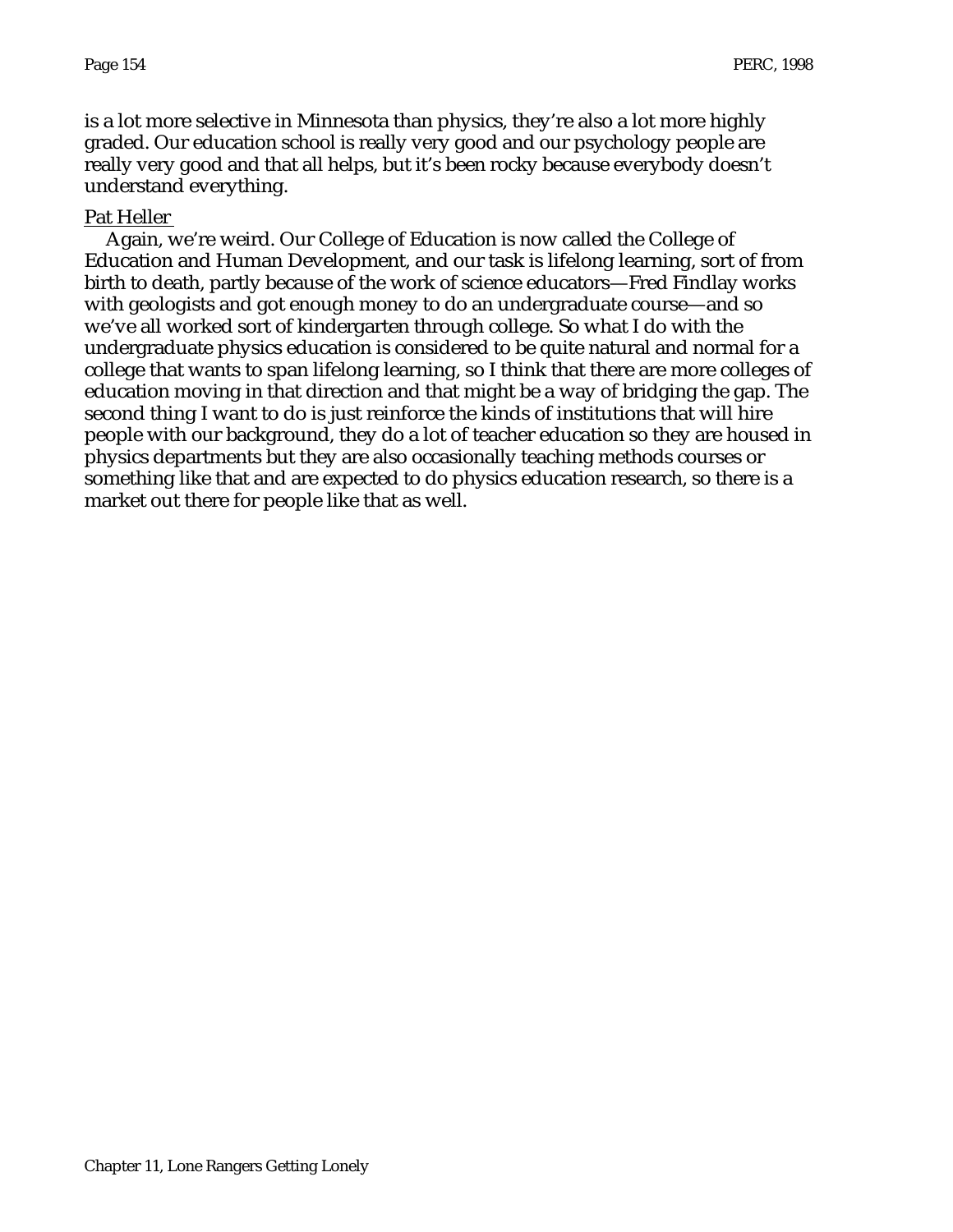is a lot more selective in Minnesota than physics, they're also a lot more highly graded. Our education school is really very good and our psychology people are really very good and that all helps, but it's been rocky because everybody doesn't understand everything.

Pat Heller

Again, we're weird. Our College of Education is now called the College of Education and Human Development, and our task is lifelong learning, sort of from birth to death, partly because of the work of science educators—Fred Findlay works with geologists and got enough money to do an undergraduate course—and so we've all worked sort of kindergarten through college. So what I do with the undergraduate physics education is considered to be quite natural and normal for a college that wants to span lifelong learning, so I think that there are more colleges of education moving in that direction and that might be a way of bridging the gap. The second thing I want to do is just reinforce the kinds of institutions that will hire people with our background, they do a lot of teacher education so they are housed in physics departments but they are also occasionally teaching methods courses or something like that and are expected to do physics education research, so there is a market out there for people like that as well.